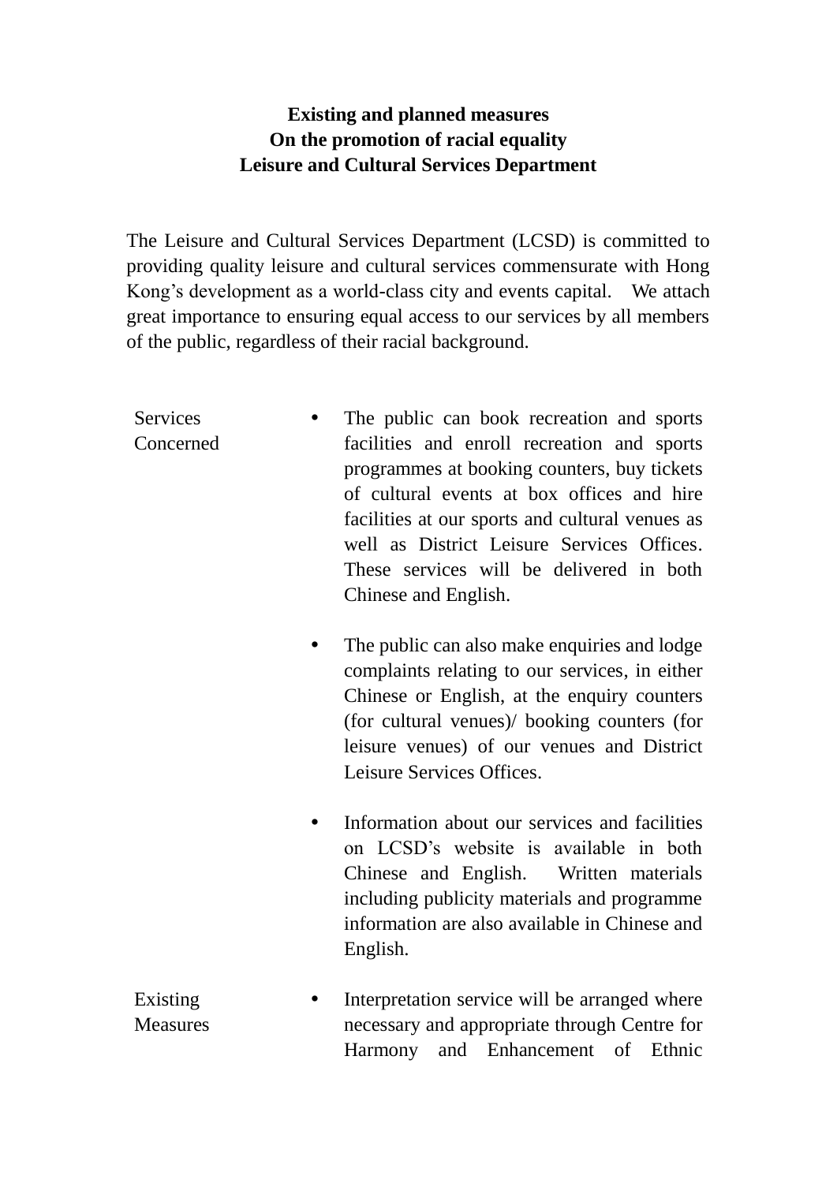**Existing and planned measures**
**On the promotion of racial equality**
**Leisure and Cultural Services Department**

The Leisure and Cultural Services Department (LCSD) is committed to providing quality leisure and cultural services commensurate with Hong Kong's development as a world-class city and events capital. We attach great importance to ensuring equal access to our services by all members of the public, regardless of their racial background.

| | |
|---|---|
| Services Concerned | • The public can book recreation and sports facilities and enroll recreation and sports programmes at booking counters, buy tickets of cultural events at box offices and hire facilities at our sports and cultural venues as well as District Leisure Services Offices. These services will be delivered in both Chinese and English.<br><br>• The public can also make enquiries and lodge complaints relating to our services, in either Chinese or English, at the enquiry counters (for cultural venues)/ booking counters (for leisure venues) of our venues and District Leisure Services Offices.<br><br>• Information about our services and facilities on LCSD's website is available in both Chinese and English. Written materials including publicity materials and programme information are also available in Chinese and English. |
| Existing Measures | • Interpretation service will be arranged where necessary and appropriate through Centre for Harmony and Enhancement of Ethnic |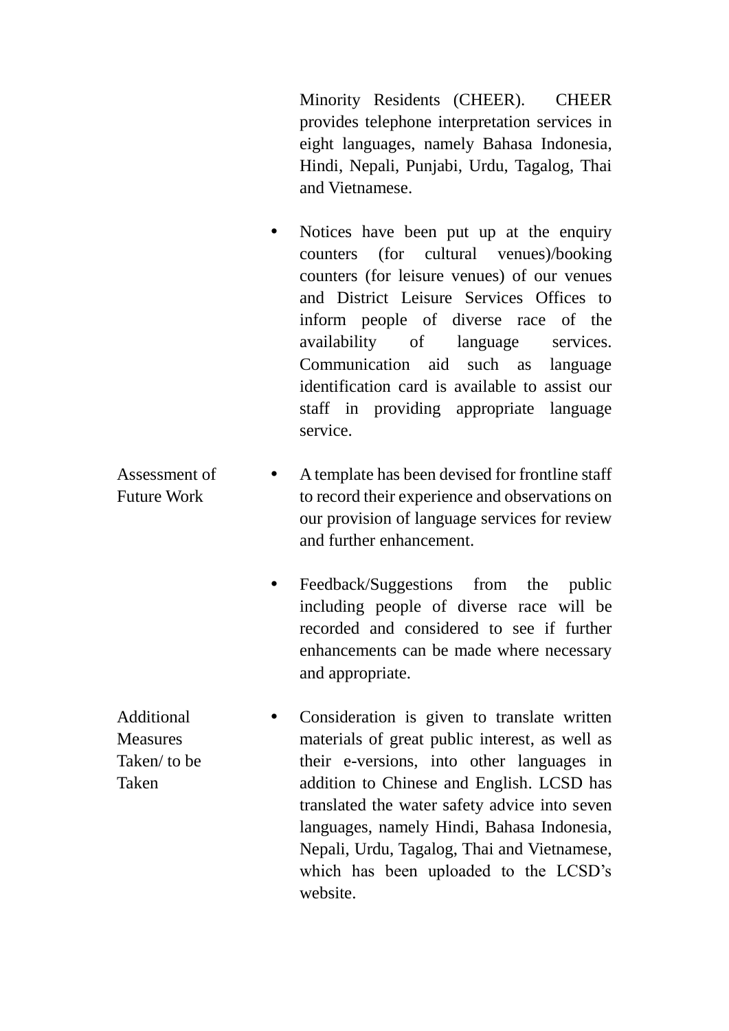| | |
|---|---|
| | Minority Residents (CHEER). CHEER provides telephone interpretation services in eight languages, namely Bahasa Indonesia, Hindi, Nepali, Punjabi, Urdu, Tagalog, Thai and Vietnamese.<br><br>• Notices have been put up at the enquiry counters (for cultural venues)/booking counters (for leisure venues) of our venues and District Leisure Services Offices to inform people of diverse race of the availability of language services. Communication aid such as language identification card is available to assist our staff in providing appropriate language service. |
| Assessment of Future Work | • A template has been devised for frontline staff to record their experience and observations on our provision of language services for review and further enhancement.<br><br>• Feedback/Suggestions from the public including people of diverse race will be recorded and considered to see if further enhancements can be made where necessary and appropriate. |
| Additional Measures Taken/ to be Taken | • Consideration is given to translate written materials of great public interest, as well as their e-versions, into other languages in addition to Chinese and English. LCSD has translated the water safety advice into seven languages, namely Hindi, Bahasa Indonesia, Nepali, Urdu, Tagalog, Thai and Vietnamese, which has been uploaded to the LCSD's website. |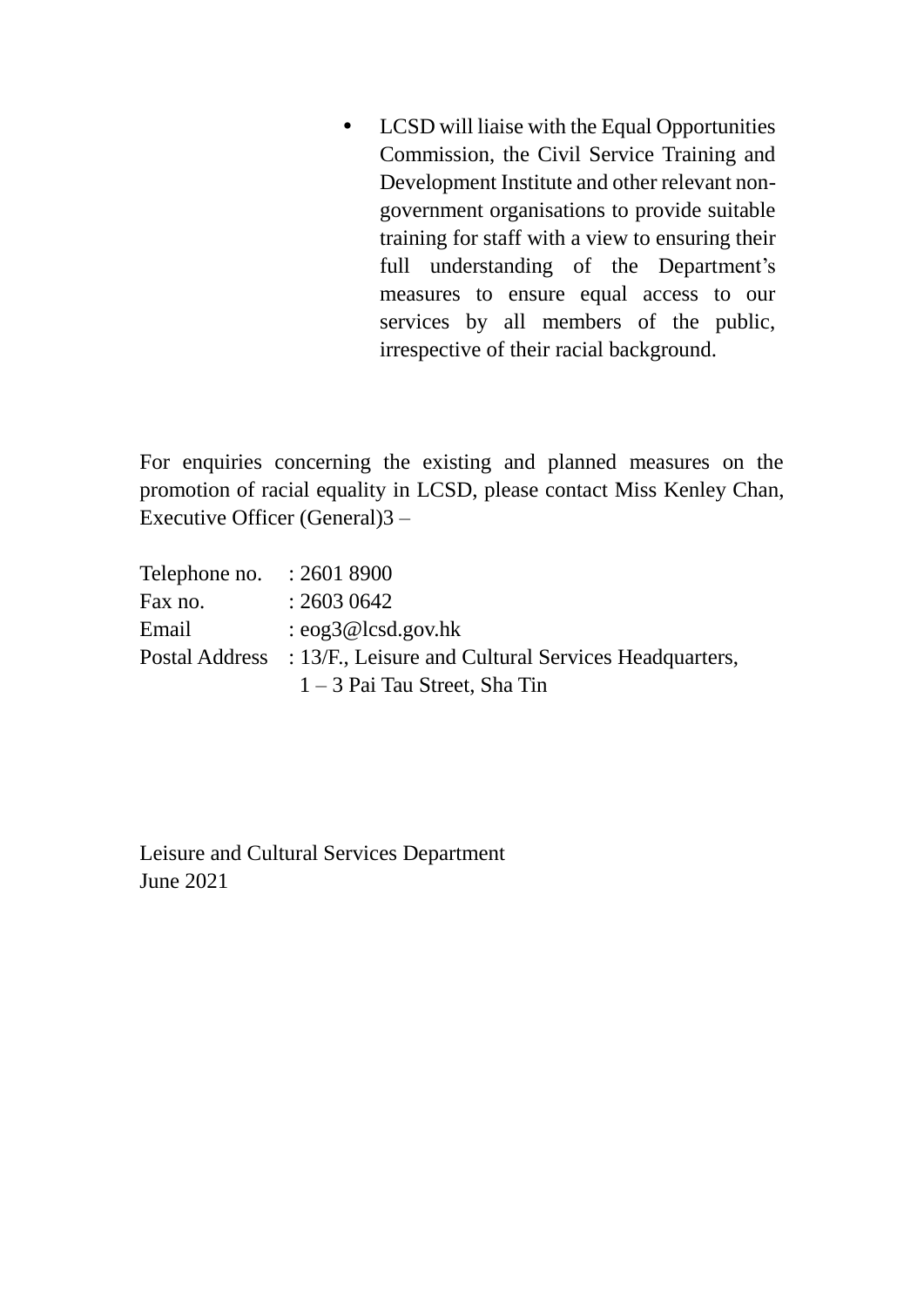- LCSD will liaise with the Equal Opportunities Commission, the Civil Service Training and Development Institute and other relevant non-government organisations to provide suitable training for staff with a view to ensuring their full understanding of the Department's measures to ensure equal access to our services by all members of the public, irrespective of their racial background.

For enquiries concerning the existing and planned measures on the promotion of racial equality in LCSD, please contact Miss Kenley Chan, Executive Officer (General)3 –

| | |
|---|---|
| Telephone no. | : 2601 8900 |
| Fax no. | : 2603 0642 |
| Email | : eog3@lcsd.gov.hk |
| Postal Address | : 13/F., Leisure and Cultural Services Headquarters, 1 – 3 Pai Tau Street, Sha Tin |

Leisure and Cultural Services Department
June 2021